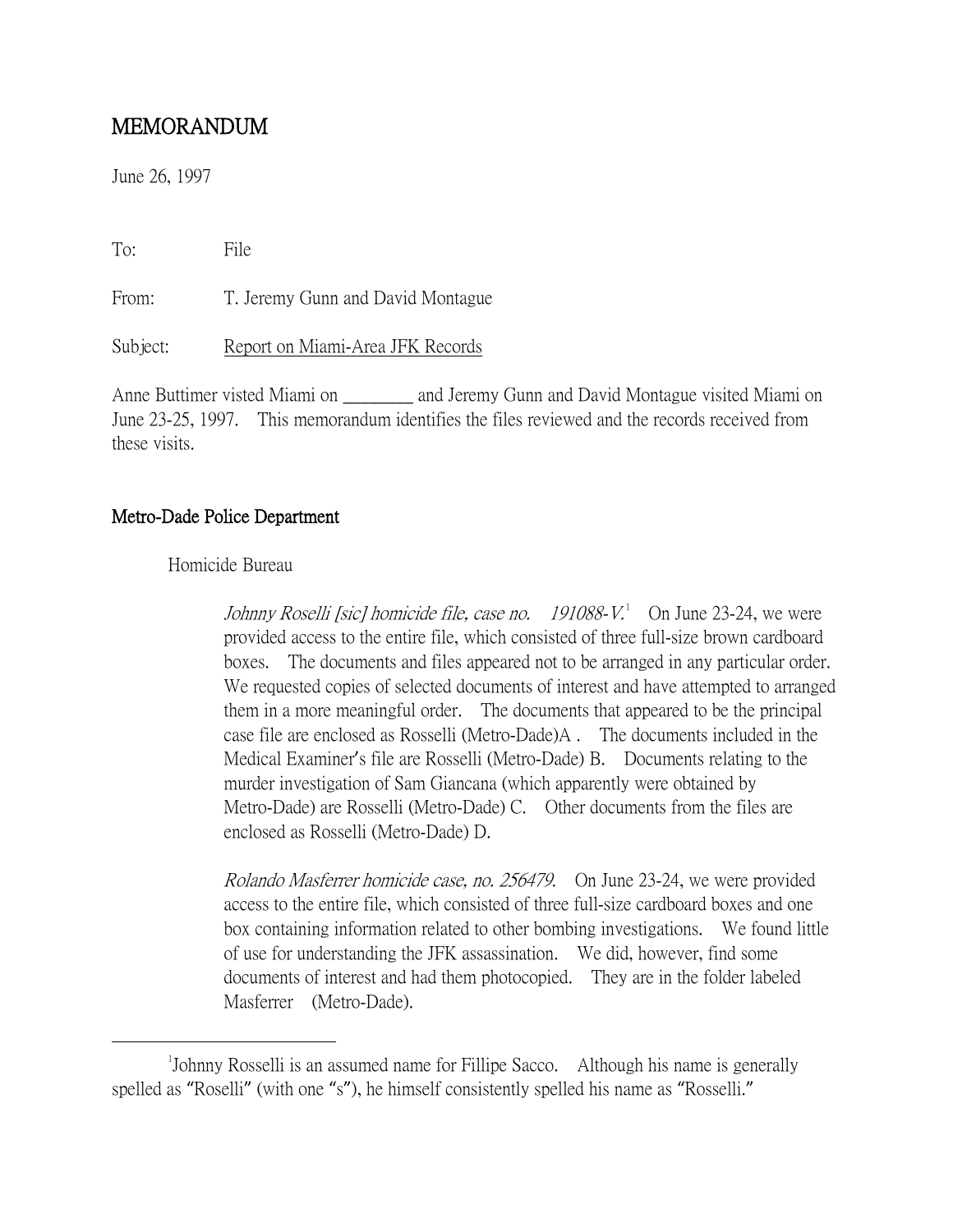# MEMORANDUM

June 26, 1997

To: File

From: T. Jeremy Gunn and David Montague

Subject: Report on Miami-Area JFK Records

Anne Buttimer visted Miami on ________ and Jeremy Gunn and David Montague visited Miami on June 23-25, 1997. This memorandum identifies the files reviewed and the records received from these visits.

## Metro-Dade Police Department

Homicide Bureau

*Johnny Roselli [sic] homicide file, case no. 191088-V.*[1] On June 23-24, we were provided access to the entire file, which consisted of three full-size brown cardboard boxes. The documents and files appeared not to be arranged in any particular order. We requested copies of selected documents of interest and have attempted to arranged them in a more meaningful order. The documents that appeared to be the principal case file are enclosed as Rosselli (Metro-Dade)A . The documents included in the Medical Examiner's file are Rosselli (Metro-Dade) B. Documents relating to the murder investigation of Sam Giancana (which apparently were obtained by Metro-Dade) are Rosselli (Metro-Dade) C. Other documents from the files are enclosed as Rosselli (Metro-Dade) D.

*Rolando Masferrer homicide case, no. 256479.* On June 23-24, we were provided access to the entire file, which consisted of three full-size cardboard boxes and one box containing information related to other bombing investigations. We found little of use for understanding the JFK assassination. We did, however, find some documents of interest and had them photocopied. They are in the folder labeled Masferrer (Metro-Dade).

---

[1] Johnny Rosselli is an assumed name for Fillipe Sacco. Although his name is generally spelled as "Roselli" (with one "s"), he himself consistently spelled his name as "Rosselli."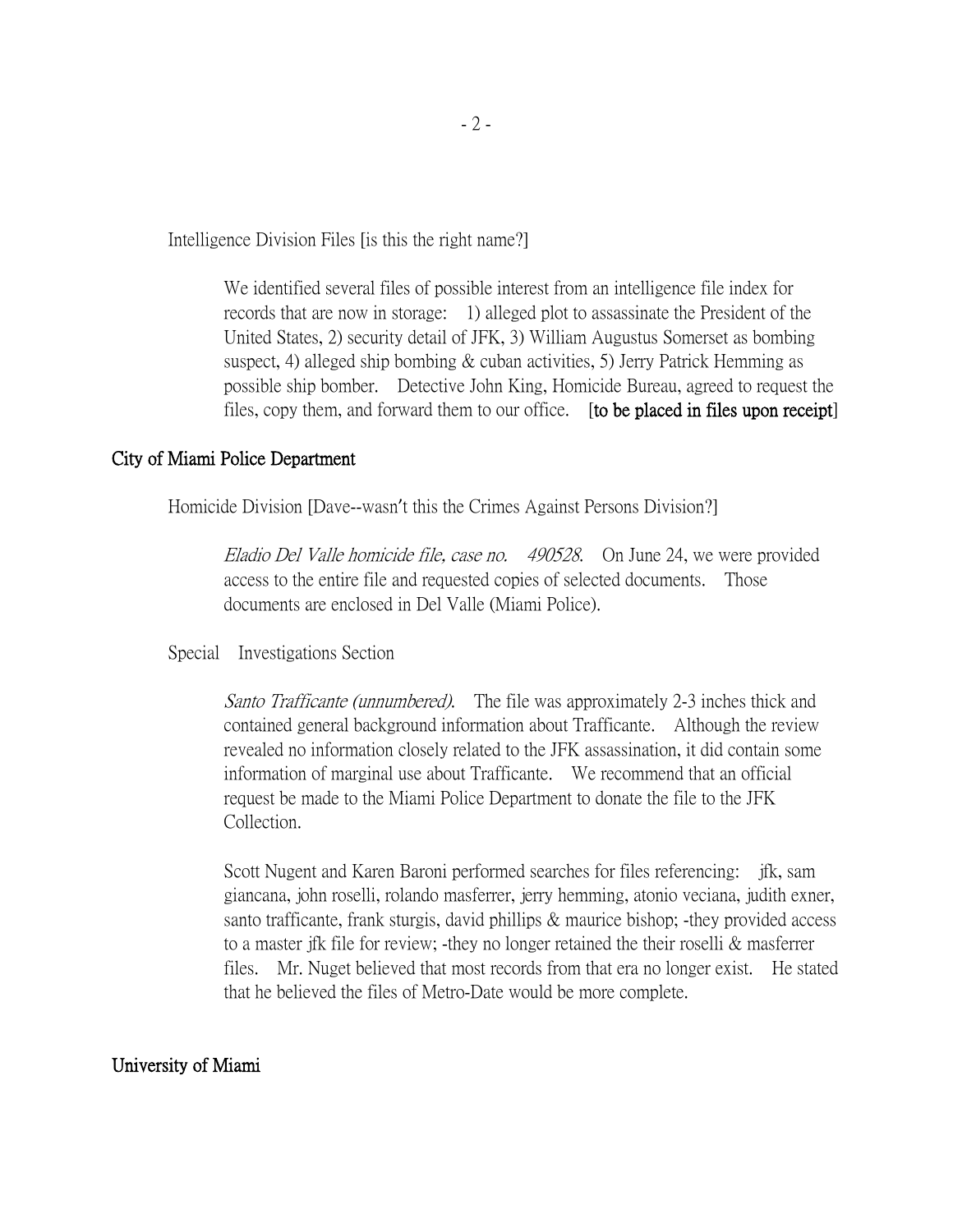Intelligence Division Files [is this the right name?]

> We identified several files of possible interest from an intelligence file index for records that are now in storage: 1) alleged plot to assassinate the President of the United States, 2) security detail of JFK, 3) William Augustus Somerset as bombing suspect, 4) alleged ship bombing & cuban activities, 5) Jerry Patrick Hemming as possible ship bomber. Detective John King, Homicide Bureau, agreed to request the files, copy them, and forward them to our office. **[to be placed in files upon receipt]**

## City of Miami Police Department

Homicide Division [Dave--wasn't this the Crimes Against Persons Division?]

> *Eladio Del Valle homicide file, case no. 490528.* On June 24, we were provided access to the entire file and requested copies of selected documents. Those documents are enclosed in Del Valle (Miami Police).

Special Investigations Section

> *Santo Trafficante (unnumbered).* The file was approximately 2-3 inches thick and contained general background information about Trafficante. Although the review revealed no information closely related to the JFK assassination, it did contain some information of marginal use about Trafficante. We recommend that an official request be made to the Miami Police Department to donate the file to the JFK Collection.
>
> Scott Nugent and Karen Baroni performed searches for files referencing: jfk, sam giancana, john roselli, rolando masferrer, jerry hemming, atonio veciana, judith exner, santo trafficante, frank sturgis, david phillips & maurice bishop; -they provided access to a master jfk file for review; -they no longer retained the their roselli & masferrer files. Mr. Nuget believed that most records from that era no longer exist. He stated that he believed the files of Metro-Date would be more complete.

## University of Miami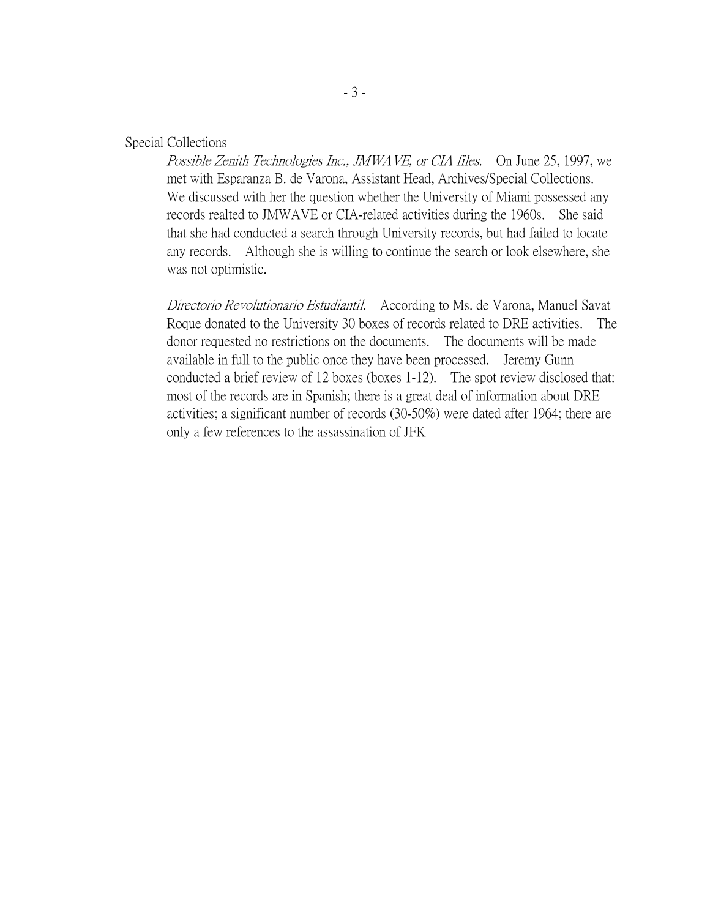Special Collections

*Possible Zenith Technologies Inc., JMWAVE, or CIA files.* On June 25, 1997, we met with Esparanza B. de Varona, Assistant Head, Archives/Special Collections. We discussed with her the question whether the University of Miami possessed any records realted to JMWAVE or CIA-related activities during the 1960s. She said that she had conducted a search through University records, but had failed to locate any records. Although she is willing to continue the search or look elsewhere, she was not optimistic.

*Directorio Revolutionario Estudiantil.* According to Ms. de Varona, Manuel Savat Roque donated to the University 30 boxes of records related to DRE activities. The donor requested no restrictions on the documents. The documents will be made available in full to the public once they have been processed. Jeremy Gunn conducted a brief review of 12 boxes (boxes 1-12). The spot review disclosed that: most of the records are in Spanish; there is a great deal of information about DRE activities; a significant number of records (30-50%) were dated after 1964; there are only a few references to the assassination of JFK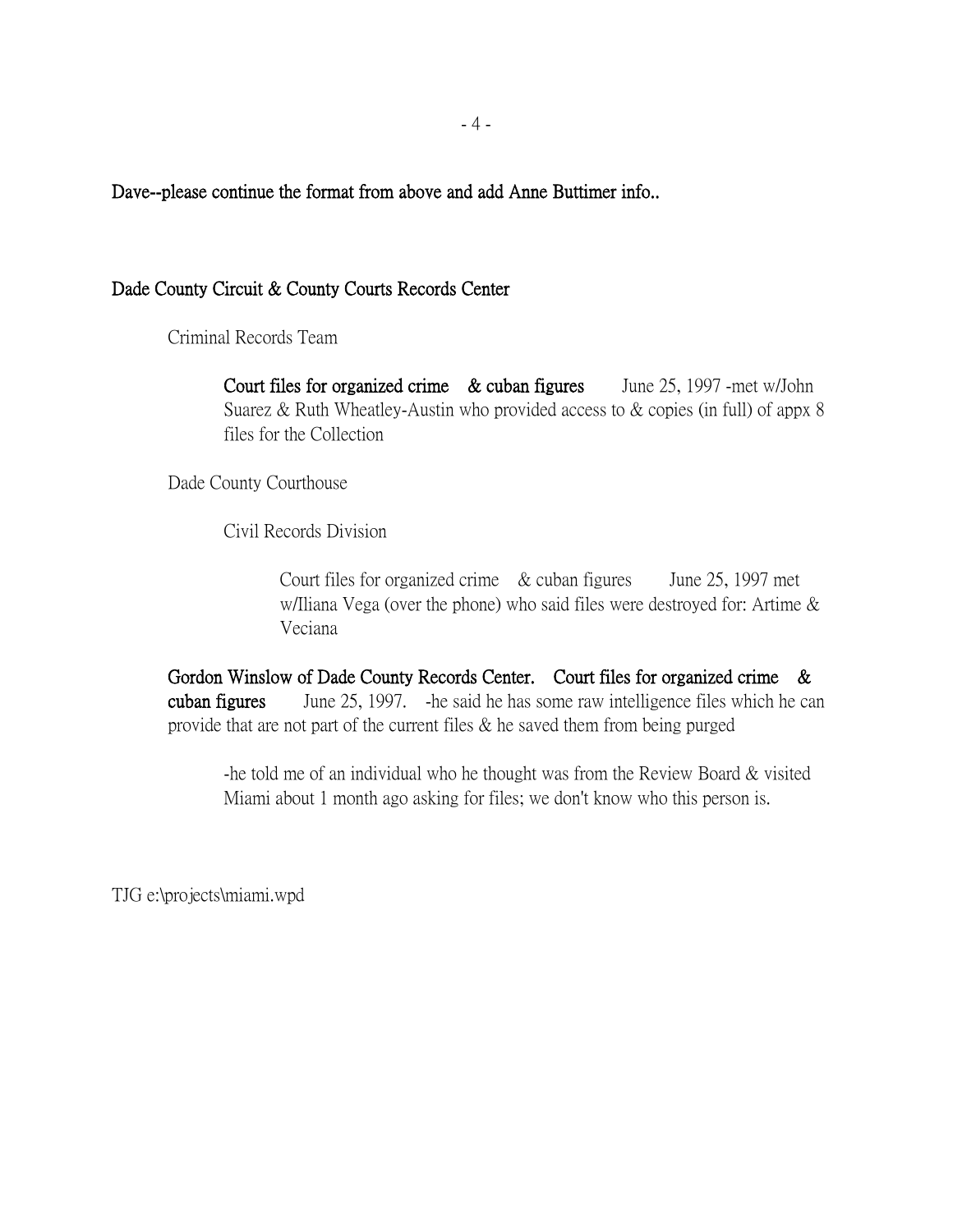**Dave--please continue the format from above and add Anne Buttimer info..**

**Dade County Circuit & County Courts Records Center**

Criminal Records Team

**Court files for organized crime & cuban figures** June 25, 1997 -met w/John Suarez & Ruth Wheatley-Austin who provided access to & copies (in full) of appx 8 files for the Collection

Dade County Courthouse

Civil Records Division

Court files for organized crime & cuban figures June 25, 1997 met w/Iliana Vega (over the phone) who said files were destroyed for: Artime & Veciana

**Gordon Winslow of Dade County Records Center. Court files for organized crime & cuban figures** June 25, 1997. -he said he has some raw intelligence files which he can provide that are not part of the current files & he saved them from being purged

-he told me of an individual who he thought was from the Review Board & visited Miami about 1 month ago asking for files; we don't know who this person is.

TJG e:\projects\miami.wpd